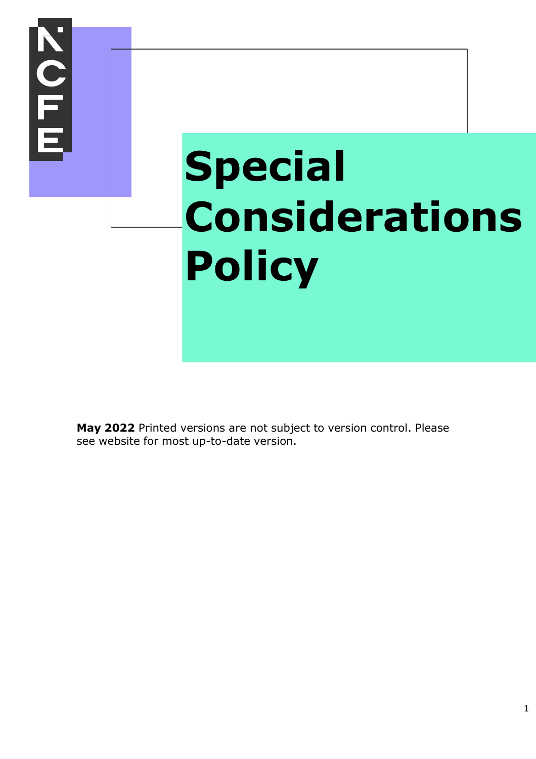# Special Considerations Policy

**May 2022** Printed versions are not subject to version control. Please see website for most up-to-date version.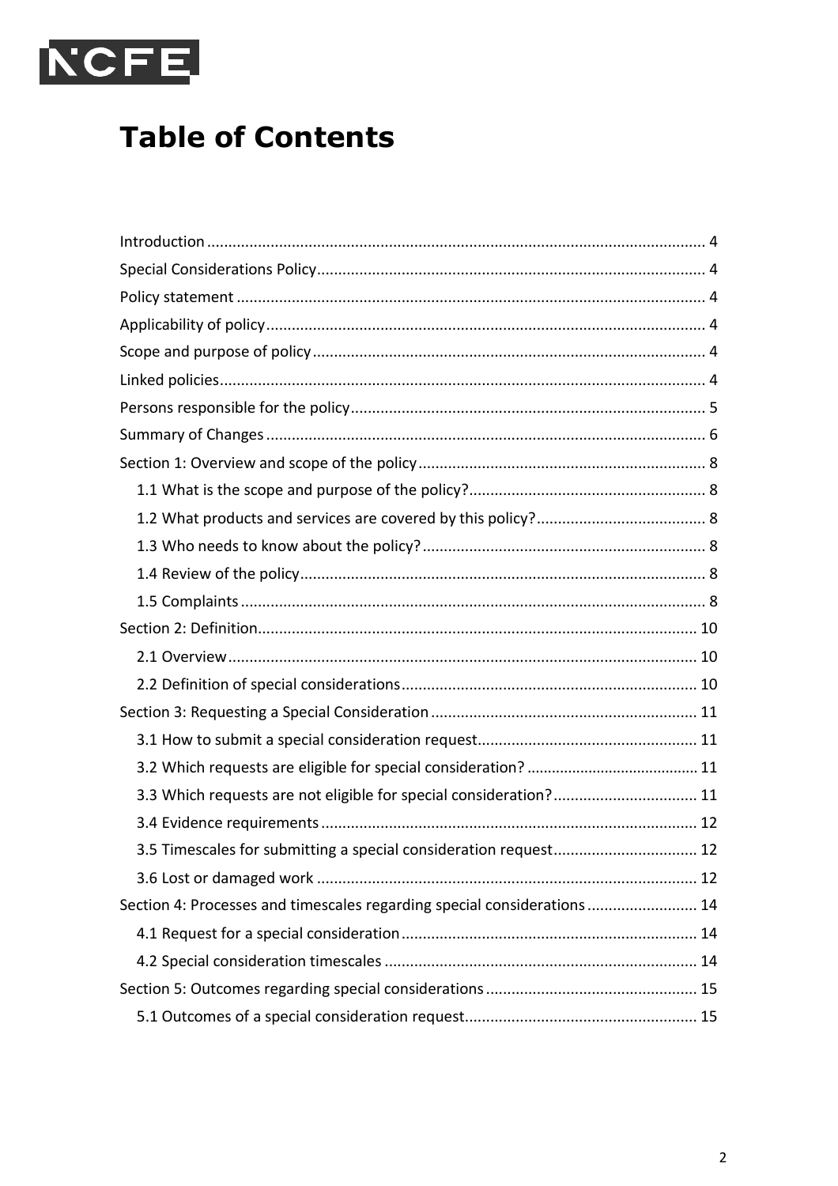# Table of Contents

- Introduction ... 4
- Special Considerations Policy ... 4
- Policy statement ... 4
- Applicability of policy ... 4
- Scope and purpose of policy ... 4
- Linked policies ... 4
- Persons responsible for the policy ... 5
- Summary of Changes ... 6
- Section 1: Overview and scope of the policy ... 8
  - 1.1 What is the scope and purpose of the policy? ... 8
  - 1.2 What products and services are covered by this policy? ... 8
  - 1.3 Who needs to know about the policy? ... 8
  - 1.4 Review of the policy ... 8
  - 1.5 Complaints ... 8
- Section 2: Definition ... 10
  - 2.1 Overview ... 10
  - 2.2 Definition of special considerations ... 10
- Section 3: Requesting a Special Consideration ... 11
  - 3.1 How to submit a special consideration request ... 11
  - 3.2 Which requests are eligible for special consideration? ... 11
  - 3.3 Which requests are not eligible for special consideration? ... 11
  - 3.4 Evidence requirements ... 12
  - 3.5 Timescales for submitting a special consideration request ... 12
  - 3.6 Lost or damaged work ... 12
- Section 4: Processes and timescales regarding special considerations ... 14
  - 4.1 Request for a special consideration ... 14
  - 4.2 Special consideration timescales ... 14
- Section 5: Outcomes regarding special considerations ... 15
  - 5.1 Outcomes of a special consideration request ... 15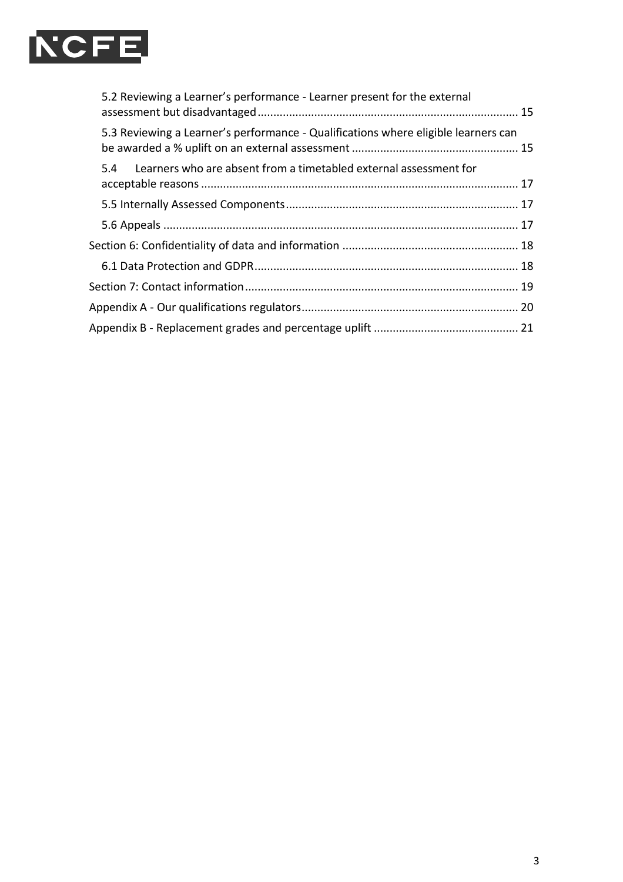5.2 Reviewing a Learner's performance - Learner present for the external assessment but disadvantaged ...... 15

5.3 Reviewing a Learner's performance - Qualifications where eligible learners can be awarded a % uplift on an external assessment ...... 15

5.4 Learners who are absent from a timetabled external assessment for acceptable reasons ...... 17

5.5 Internally Assessed Components ...... 17

5.6 Appeals ...... 17

Section 6: Confidentiality of data and information ...... 18

6.1 Data Protection and GDPR ...... 18

Section 7: Contact information ...... 19

Appendix A - Our qualifications regulators ...... 20

Appendix B - Replacement grades and percentage uplift ...... 21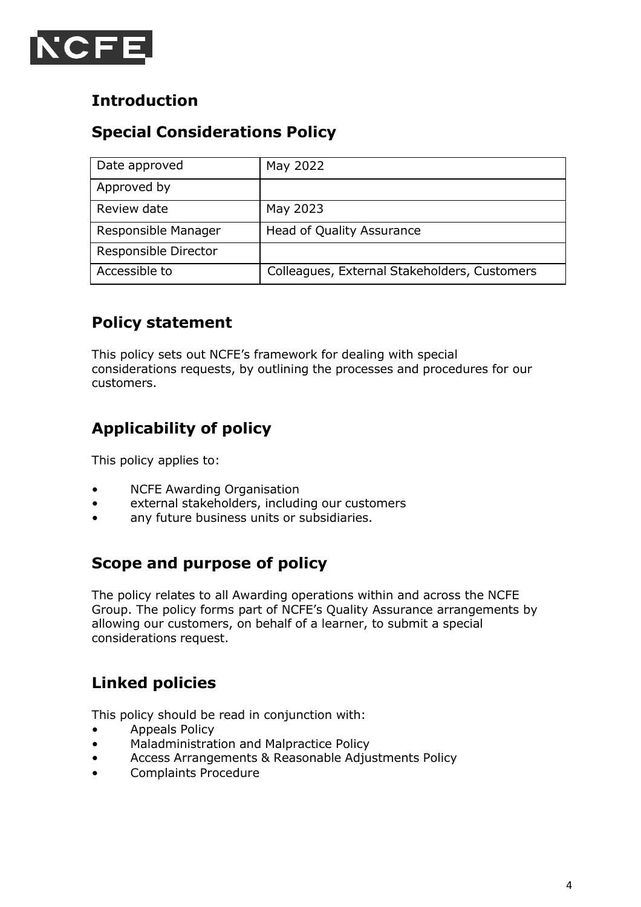# Introduction

## Special Considerations Policy

| Date approved | May 2022 |
|---|---|
| Approved by | |
| Review date | May 2023 |
| Responsible Manager | Head of Quality Assurance |
| Responsible Director | |
| Accessible to | Colleagues, External Stakeholders, Customers |

## Policy statement

This policy sets out NCFE's framework for dealing with special considerations requests, by outlining the processes and procedures for our customers.

## Applicability of policy

This policy applies to:

- NCFE Awarding Organisation
- external stakeholders, including our customers
- any future business units or subsidiaries.

## Scope and purpose of policy

The policy relates to all Awarding operations within and across the NCFE Group. The policy forms part of NCFE's Quality Assurance arrangements by allowing our customers, on behalf of a learner, to submit a special considerations request.

## Linked policies

This policy should be read in conjunction with:

- Appeals Policy
- Maladministration and Malpractice Policy
- Access Arrangements & Reasonable Adjustments Policy
- Complaints Procedure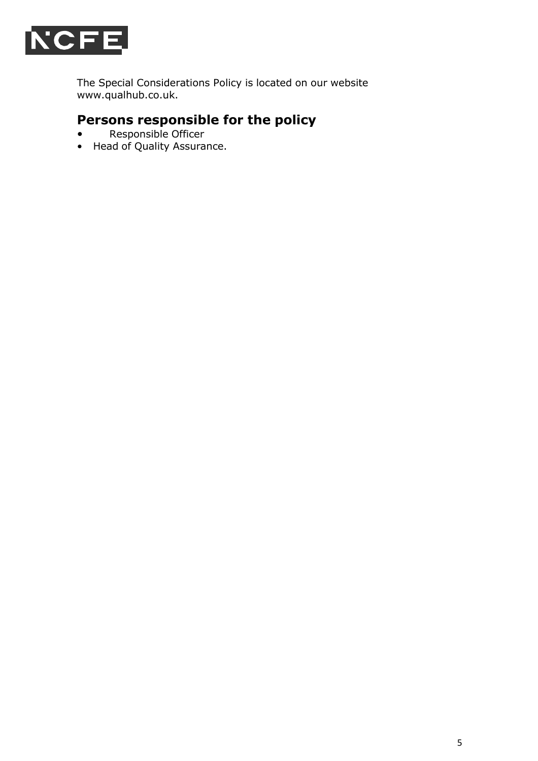The Special Considerations Policy is located on our website www.qualhub.co.uk.

## Persons responsible for the policy

- Responsible Officer
- Head of Quality Assurance.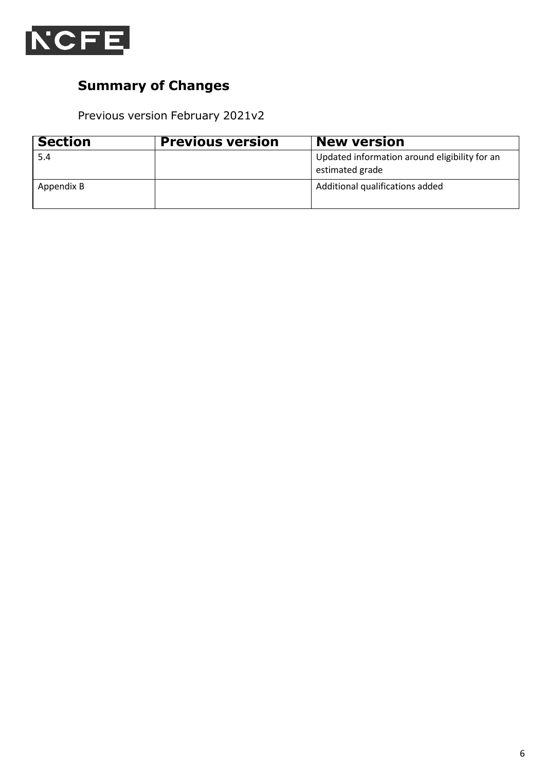## Summary of Changes

Previous version February 2021v2

| Section | Previous version | New version |
|---|---|---|
| 5.4 | | Updated information around eligibility for an estimated grade |
| Appendix B | | Additional qualifications added |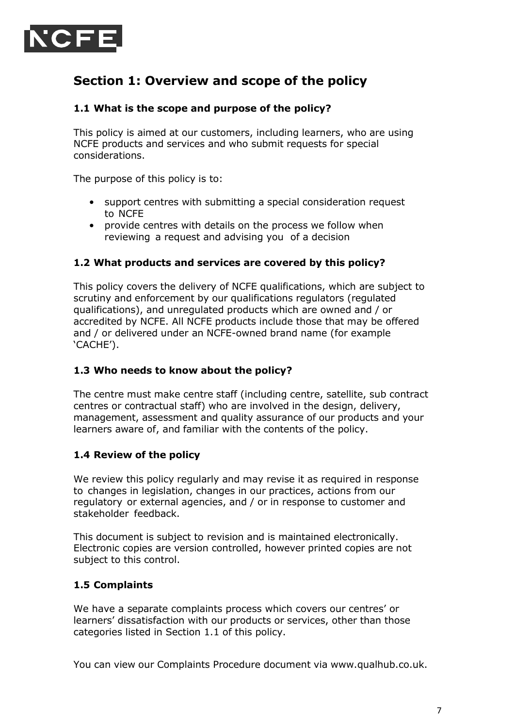## Section 1: Overview and scope of the policy

### 1.1 What is the scope and purpose of the policy?

This policy is aimed at our customers, including learners, who are using NCFE products and services and who submit requests for special considerations.

The purpose of this policy is to:

- support centres with submitting a special consideration request to NCFE
- provide centres with details on the process we follow when reviewing a request and advising you of a decision

### 1.2 What products and services are covered by this policy?

This policy covers the delivery of NCFE qualifications, which are subject to scrutiny and enforcement by our qualifications regulators (regulated qualifications), and unregulated products which are owned and / or accredited by NCFE. All NCFE products include those that may be offered and / or delivered under an NCFE-owned brand name (for example 'CACHE').

### 1.3 Who needs to know about the policy?

The centre must make centre staff (including centre, satellite, sub contract centres or contractual staff) who are involved in the design, delivery, management, assessment and quality assurance of our products and your learners aware of, and familiar with the contents of the policy.

### 1.4 Review of the policy

We review this policy regularly and may revise it as required in response to changes in legislation, changes in our practices, actions from our regulatory or external agencies, and / or in response to customer and stakeholder feedback.

This document is subject to revision and is maintained electronically. Electronic copies are version controlled, however printed copies are not subject to this control.

### 1.5 Complaints

We have a separate complaints process which covers our centres' or learners' dissatisfaction with our products or services, other than those categories listed in Section 1.1 of this policy.

You can view our Complaints Procedure document via www.qualhub.co.uk.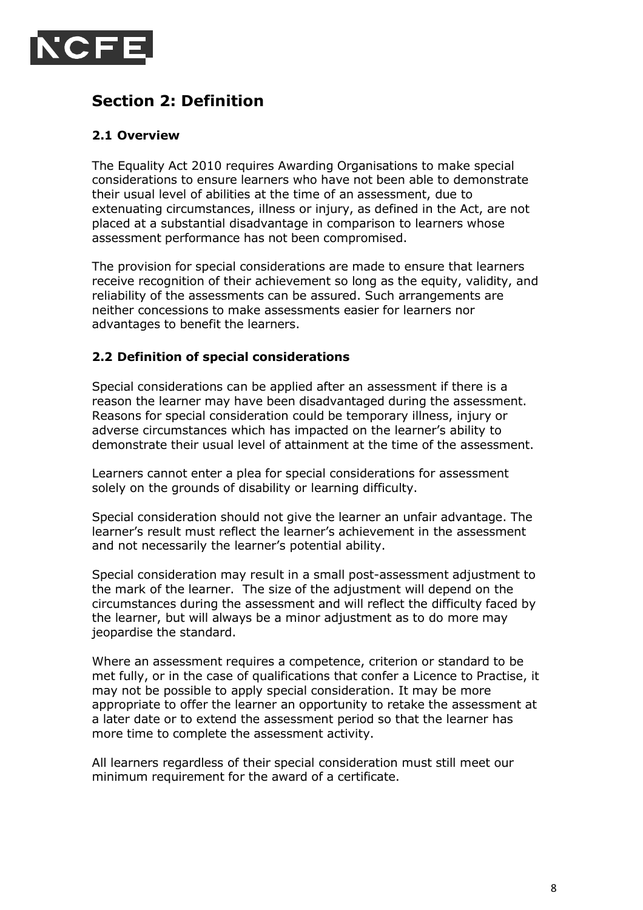## Section 2: Definition

### 2.1 Overview

The Equality Act 2010 requires Awarding Organisations to make special considerations to ensure learners who have not been able to demonstrate their usual level of abilities at the time of an assessment, due to extenuating circumstances, illness or injury, as defined in the Act, are not placed at a substantial disadvantage in comparison to learners whose assessment performance has not been compromised.

The provision for special considerations are made to ensure that learners receive recognition of their achievement so long as the equity, validity, and reliability of the assessments can be assured. Such arrangements are neither concessions to make assessments easier for learners nor advantages to benefit the learners.

### 2.2 Definition of special considerations

Special considerations can be applied after an assessment if there is a reason the learner may have been disadvantaged during the assessment. Reasons for special consideration could be temporary illness, injury or adverse circumstances which has impacted on the learner's ability to demonstrate their usual level of attainment at the time of the assessment.

Learners cannot enter a plea for special considerations for assessment solely on the grounds of disability or learning difficulty.

Special consideration should not give the learner an unfair advantage. The learner's result must reflect the learner's achievement in the assessment and not necessarily the learner's potential ability.

Special consideration may result in a small post-assessment adjustment to the mark of the learner. The size of the adjustment will depend on the circumstances during the assessment and will reflect the difficulty faced by the learner, but will always be a minor adjustment as to do more may jeopardise the standard.

Where an assessment requires a competence, criterion or standard to be met fully, or in the case of qualifications that confer a Licence to Practise, it may not be possible to apply special consideration. It may be more appropriate to offer the learner an opportunity to retake the assessment at a later date or to extend the assessment period so that the learner has more time to complete the assessment activity.

All learners regardless of their special consideration must still meet our minimum requirement for the award of a certificate.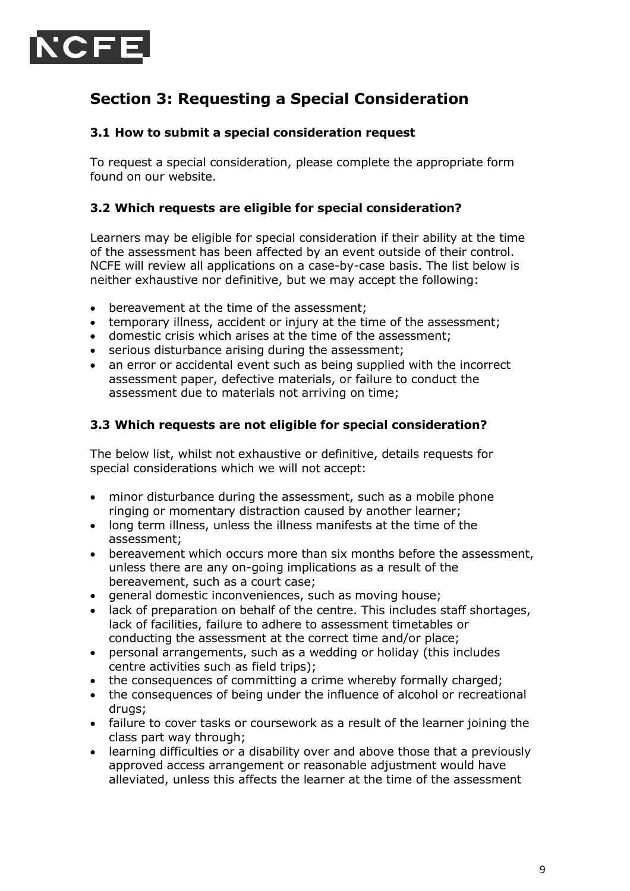## Section 3: Requesting a Special Consideration

### 3.1 How to submit a special consideration request

To request a special consideration, please complete the appropriate form found on our website.

### 3.2 Which requests are eligible for special consideration?

Learners may be eligible for special consideration if their ability at the time of the assessment has been affected by an event outside of their control. NCFE will review all applications on a case-by-case basis. The list below is neither exhaustive nor definitive, but we may accept the following:

- bereavement at the time of the assessment;
- temporary illness, accident or injury at the time of the assessment;
- domestic crisis which arises at the time of the assessment;
- serious disturbance arising during the assessment;
- an error or accidental event such as being supplied with the incorrect assessment paper, defective materials, or failure to conduct the assessment due to materials not arriving on time;

### 3.3 Which requests are not eligible for special consideration?

The below list, whilst not exhaustive or definitive, details requests for special considerations which we will not accept:

- minor disturbance during the assessment, such as a mobile phone ringing or momentary distraction caused by another learner;
- long term illness, unless the illness manifests at the time of the assessment;
- bereavement which occurs more than six months before the assessment, unless there are any on-going implications as a result of the bereavement, such as a court case;
- general domestic inconveniences, such as moving house;
- lack of preparation on behalf of the centre. This includes staff shortages, lack of facilities, failure to adhere to assessment timetables or conducting the assessment at the correct time and/or place;
- personal arrangements, such as a wedding or holiday (this includes centre activities such as field trips);
- the consequences of committing a crime whereby formally charged;
- the consequences of being under the influence of alcohol or recreational drugs;
- failure to cover tasks or coursework as a result of the learner joining the class part way through;
- learning difficulties or a disability over and above those that a previously approved access arrangement or reasonable adjustment would have alleviated, unless this affects the learner at the time of the assessment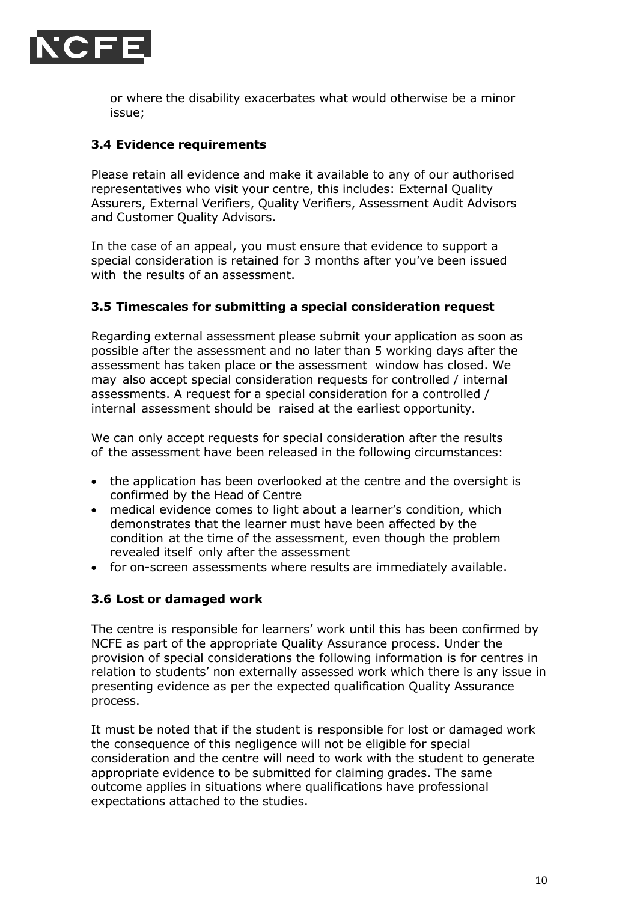or where the disability exacerbates what would otherwise be a minor issue;

### 3.4 Evidence requirements

Please retain all evidence and make it available to any of our authorised representatives who visit your centre, this includes: External Quality Assurers, External Verifiers, Quality Verifiers, Assessment Audit Advisors and Customer Quality Advisors.

In the case of an appeal, you must ensure that evidence to support a special consideration is retained for 3 months after you've been issued with the results of an assessment.

### 3.5 Timescales for submitting a special consideration request

Regarding external assessment please submit your application as soon as possible after the assessment and no later than 5 working days after the assessment has taken place or the assessment window has closed. We may also accept special consideration requests for controlled / internal assessments. A request for a special consideration for a controlled / internal assessment should be raised at the earliest opportunity.

We can only accept requests for special consideration after the results of the assessment have been released in the following circumstances:

- the application has been overlooked at the centre and the oversight is confirmed by the Head of Centre
- medical evidence comes to light about a learner's condition, which demonstrates that the learner must have been affected by the condition at the time of the assessment, even though the problem revealed itself only after the assessment
- for on-screen assessments where results are immediately available.

### 3.6 Lost or damaged work

The centre is responsible for learners' work until this has been confirmed by NCFE as part of the appropriate Quality Assurance process. Under the provision of special considerations the following information is for centres in relation to students' non externally assessed work which there is any issue in presenting evidence as per the expected qualification Quality Assurance process.

It must be noted that if the student is responsible for lost or damaged work the consequence of this negligence will not be eligible for special consideration and the centre will need to work with the student to generate appropriate evidence to be submitted for claiming grades. The same outcome applies in situations where qualifications have professional expectations attached to the studies.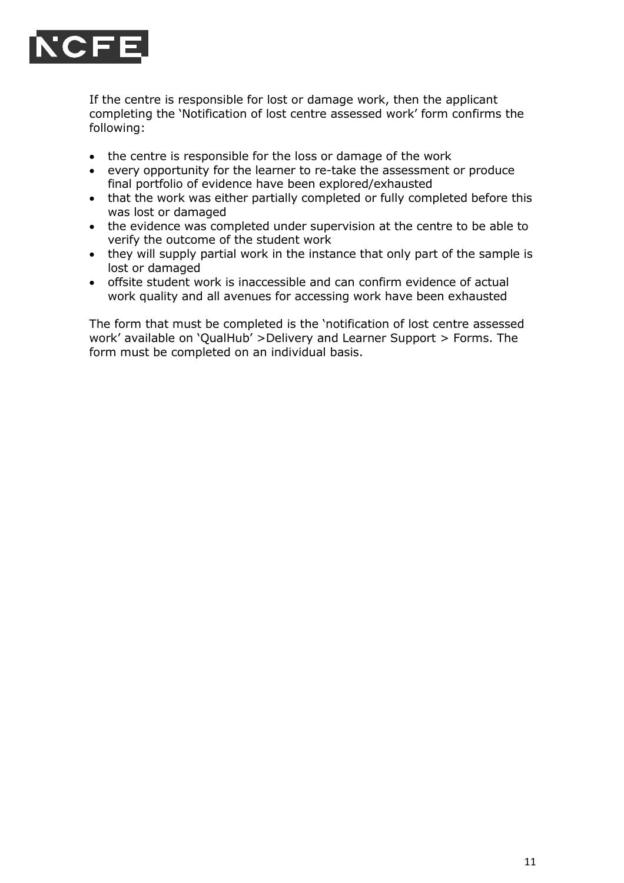If the centre is responsible for lost or damage work, then the applicant completing the 'Notification of lost centre assessed work' form confirms the following:

- the centre is responsible for the loss or damage of the work
- every opportunity for the learner to re-take the assessment or produce final portfolio of evidence have been explored/exhausted
- that the work was either partially completed or fully completed before this was lost or damaged
- the evidence was completed under supervision at the centre to be able to verify the outcome of the student work
- they will supply partial work in the instance that only part of the sample is lost or damaged
- offsite student work is inaccessible and can confirm evidence of actual work quality and all avenues for accessing work have been exhausted

The form that must be completed is the 'notification of lost centre assessed work' available on 'QualHub' >Delivery and Learner Support > Forms. The form must be completed on an individual basis.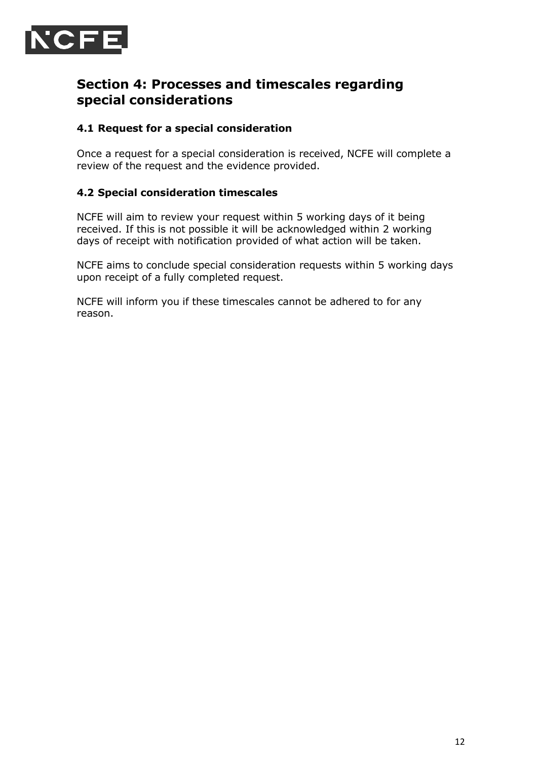## Section 4: Processes and timescales regarding special considerations

### 4.1 Request for a special consideration

Once a request for a special consideration is received, NCFE will complete a review of the request and the evidence provided.

### 4.2 Special consideration timescales

NCFE will aim to review your request within 5 working days of it being received. If this is not possible it will be acknowledged within 2 working days of receipt with notification provided of what action will be taken.

NCFE aims to conclude special consideration requests within 5 working days upon receipt of a fully completed request.

NCFE will inform you if these timescales cannot be adhered to for any reason.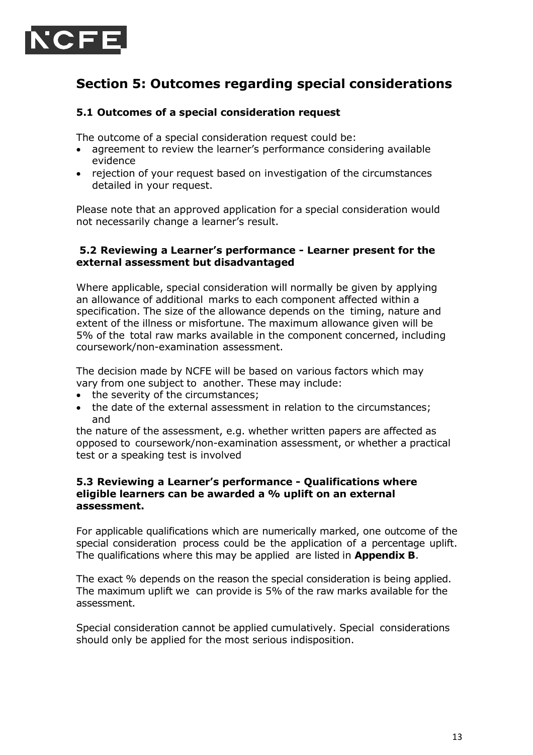## Section 5: Outcomes regarding special considerations

### 5.1 Outcomes of a special consideration request

The outcome of a special consideration request could be:

- agreement to review the learner's performance considering available evidence
- rejection of your request based on investigation of the circumstances detailed in your request.

Please note that an approved application for a special consideration would not necessarily change a learner's result.

### 5.2 Reviewing a Learner's performance - Learner present for the external assessment but disadvantaged

Where applicable, special consideration will normally be given by applying an allowance of additional marks to each component affected within a specification. The size of the allowance depends on the timing, nature and extent of the illness or misfortune. The maximum allowance given will be 5% of the total raw marks available in the component concerned, including coursework/non-examination assessment.

The decision made by NCFE will be based on various factors which may vary from one subject to another. These may include:

- the severity of the circumstances;
- the date of the external assessment in relation to the circumstances; and

the nature of the assessment, e.g. whether written papers are affected as opposed to coursework/non-examination assessment, or whether a practical test or a speaking test is involved

### 5.3 Reviewing a Learner's performance - Qualifications where eligible learners can be awarded a % uplift on an external assessment.

For applicable qualifications which are numerically marked, one outcome of the special consideration process could be the application of a percentage uplift. The qualifications where this may be applied are listed in **Appendix B**.

The exact % depends on the reason the special consideration is being applied. The maximum uplift we can provide is 5% of the raw marks available for the assessment.

Special consideration cannot be applied cumulatively. Special considerations should only be applied for the most serious indisposition.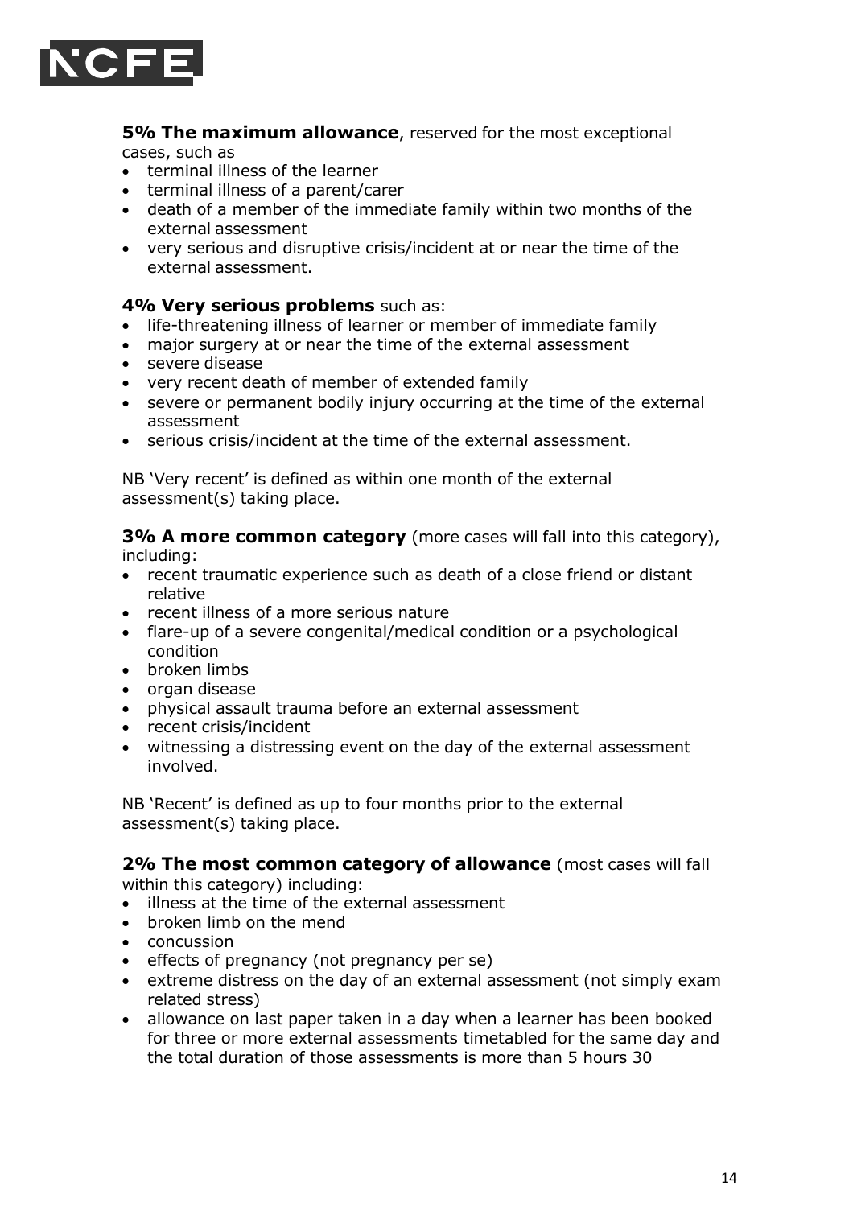**5% The maximum allowance**, reserved for the most exceptional cases, such as

- terminal illness of the learner
- terminal illness of a parent/carer
- death of a member of the immediate family within two months of the external assessment
- very serious and disruptive crisis/incident at or near the time of the external assessment.

**4% Very serious problems** such as:

- life-threatening illness of learner or member of immediate family
- major surgery at or near the time of the external assessment
- severe disease
- very recent death of member of extended family
- severe or permanent bodily injury occurring at the time of the external assessment
- serious crisis/incident at the time of the external assessment.

NB 'Very recent' is defined as within one month of the external assessment(s) taking place.

**3% A more common category** (more cases will fall into this category), including:

- recent traumatic experience such as death of a close friend or distant relative
- recent illness of a more serious nature
- flare-up of a severe congenital/medical condition or a psychological condition
- broken limbs
- organ disease
- physical assault trauma before an external assessment
- recent crisis/incident
- witnessing a distressing event on the day of the external assessment involved.

NB 'Recent' is defined as up to four months prior to the external assessment(s) taking place.

**2% The most common category of allowance** (most cases will fall within this category) including:

- illness at the time of the external assessment
- broken limb on the mend
- concussion
- effects of pregnancy (not pregnancy per se)
- extreme distress on the day of an external assessment (not simply exam related stress)
- allowance on last paper taken in a day when a learner has been booked for three or more external assessments timetabled for the same day and the total duration of those assessments is more than 5 hours 30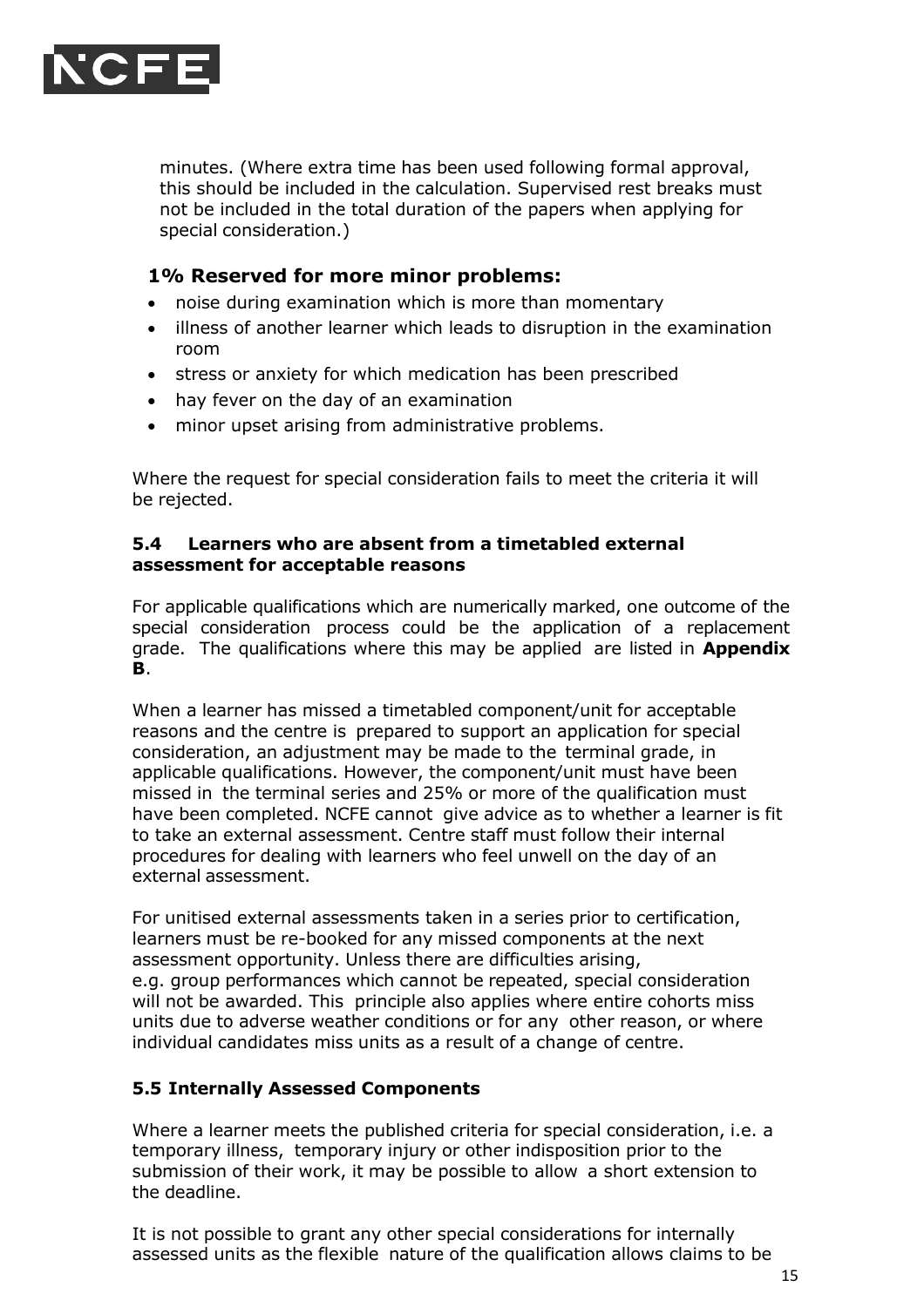minutes. (Where extra time has been used following formal approval, this should be included in the calculation. Supervised rest breaks must not be included in the total duration of the papers when applying for special consideration.)

### 1% Reserved for more minor problems:

- noise during examination which is more than momentary
- illness of another learner which leads to disruption in the examination room
- stress or anxiety for which medication has been prescribed
- hay fever on the day of an examination
- minor upset arising from administrative problems.

Where the request for special consideration fails to meet the criteria it will be rejected.

### 5.4 Learners who are absent from a timetabled external assessment for acceptable reasons

For applicable qualifications which are numerically marked, one outcome of the special consideration process could be the application of a replacement grade. The qualifications where this may be applied are listed in **Appendix B**.

When a learner has missed a timetabled component/unit for acceptable reasons and the centre is prepared to support an application for special consideration, an adjustment may be made to the terminal grade, in applicable qualifications. However, the component/unit must have been missed in the terminal series and 25% or more of the qualification must have been completed. NCFE cannot give advice as to whether a learner is fit to take an external assessment. Centre staff must follow their internal procedures for dealing with learners who feel unwell on the day of an external assessment.

For unitised external assessments taken in a series prior to certification, learners must be re-booked for any missed components at the next assessment opportunity. Unless there are difficulties arising, e.g. group performances which cannot be repeated, special consideration will not be awarded. This principle also applies where entire cohorts miss units due to adverse weather conditions or for any other reason, or where individual candidates miss units as a result of a change of centre.

### 5.5 Internally Assessed Components

Where a learner meets the published criteria for special consideration, i.e. a temporary illness, temporary injury or other indisposition prior to the submission of their work, it may be possible to allow a short extension to the deadline.

It is not possible to grant any other special considerations for internally assessed units as the flexible nature of the qualification allows claims to be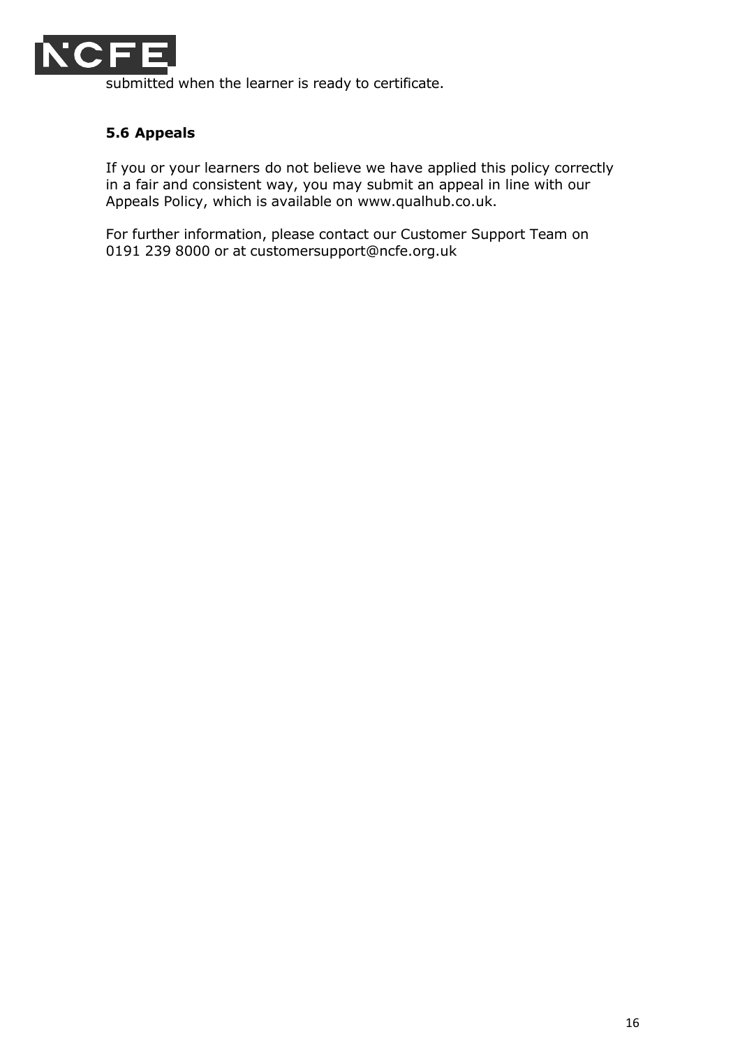submitted when the learner is ready to certificate.

### 5.6 Appeals

If you or your learners do not believe we have applied this policy correctly in a fair and consistent way, you may submit an appeal in line with our Appeals Policy, which is available on www.qualhub.co.uk.

For further information, please contact our Customer Support Team on 0191 239 8000 or at customersupport@ncfe.org.uk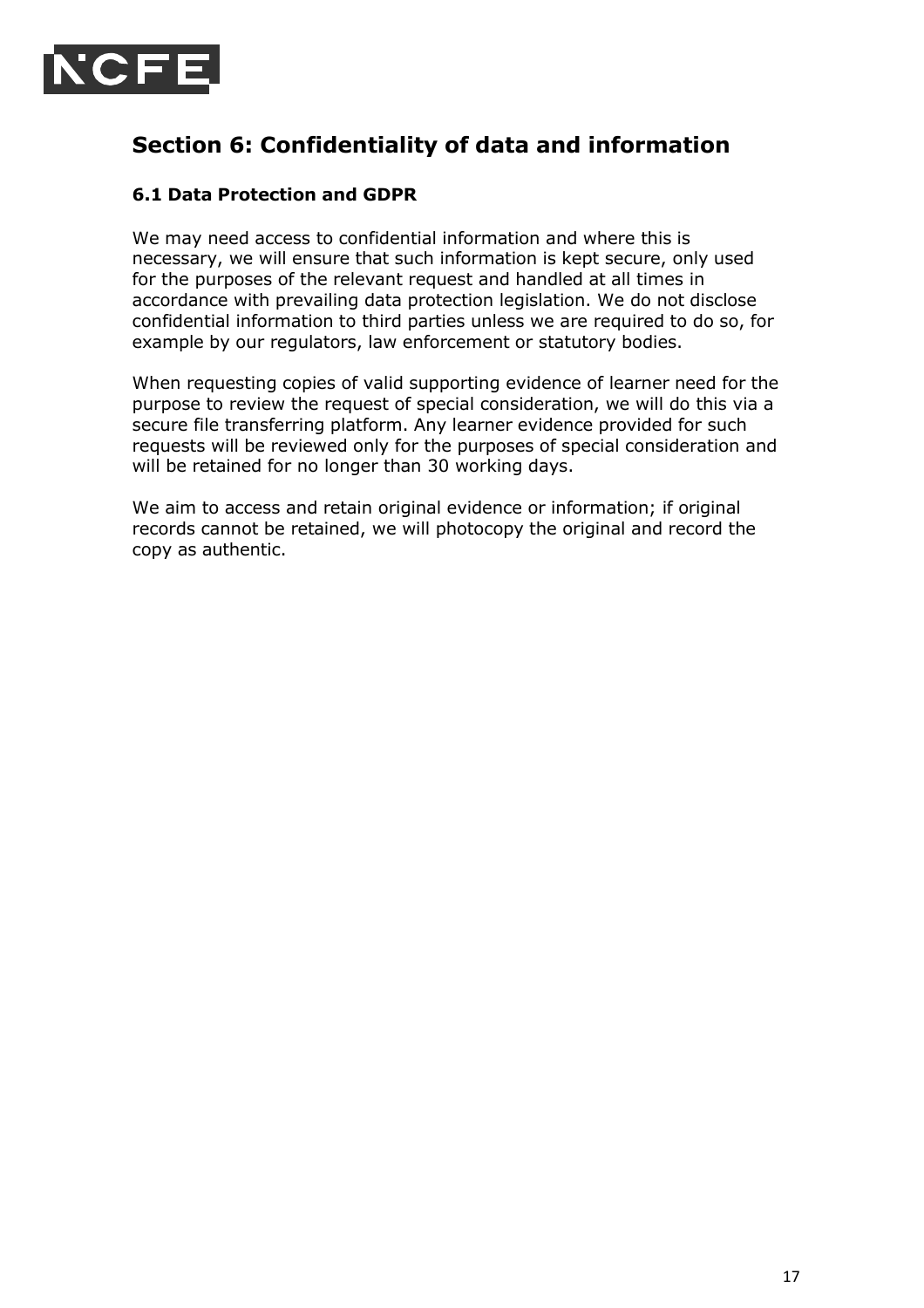## Section 6: Confidentiality of data and information

### 6.1 Data Protection and GDPR

We may need access to confidential information and where this is necessary, we will ensure that such information is kept secure, only used for the purposes of the relevant request and handled at all times in accordance with prevailing data protection legislation. We do not disclose confidential information to third parties unless we are required to do so, for example by our regulators, law enforcement or statutory bodies.

When requesting copies of valid supporting evidence of learner need for the purpose to review the request of special consideration, we will do this via a secure file transferring platform. Any learner evidence provided for such requests will be reviewed only for the purposes of special consideration and will be retained for no longer than 30 working days.

We aim to access and retain original evidence or information; if original records cannot be retained, we will photocopy the original and record the copy as authentic.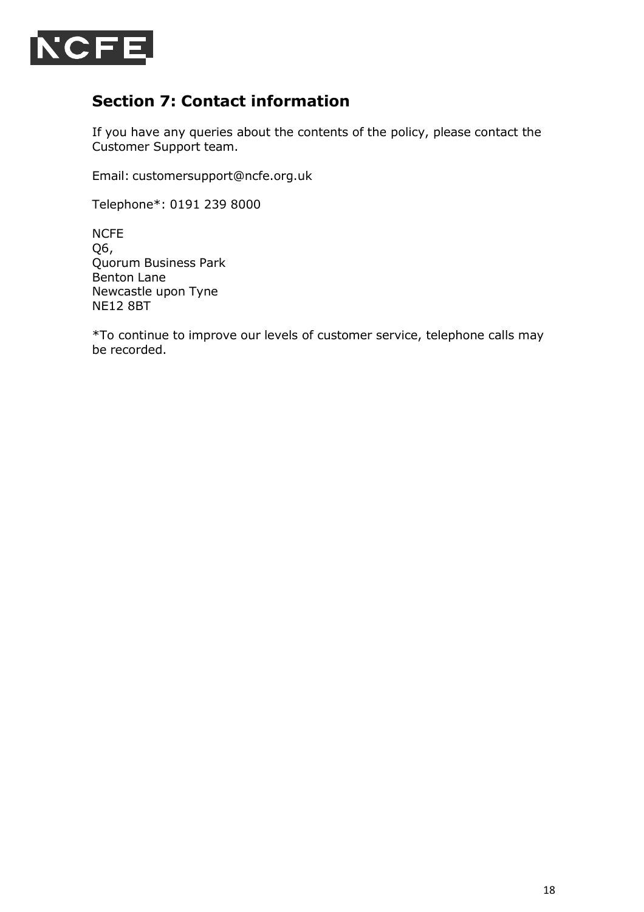## Section 7: Contact information

If you have any queries about the contents of the policy, please contact the Customer Support team.

Email: customersupport@ncfe.org.uk

Telephone*: 0191 239 8000

NCFE  
Q6,  
Quorum Business Park  
Benton Lane  
Newcastle upon Tyne  
NE12 8BT

*To continue to improve our levels of customer service, telephone calls may be recorded.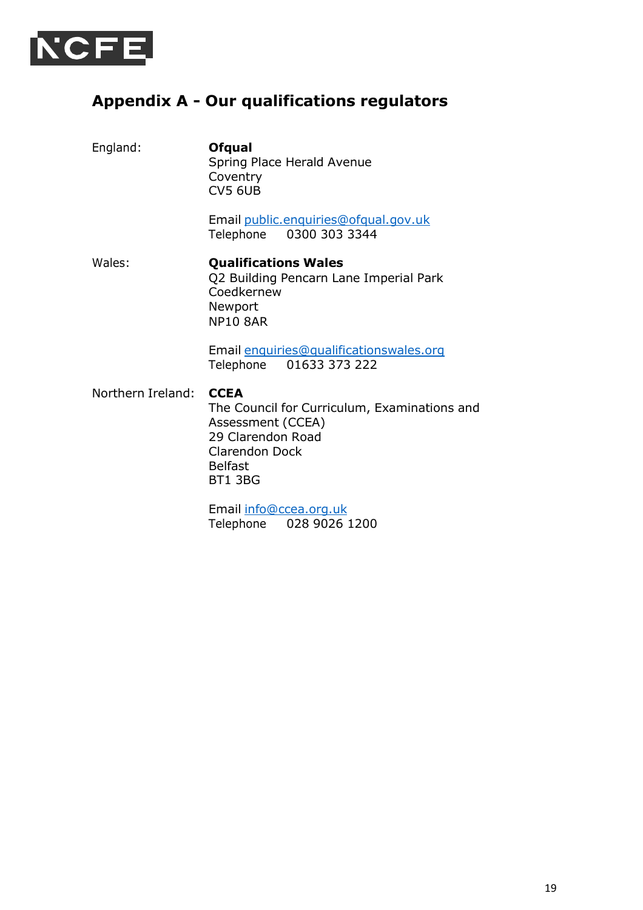## Appendix A - Our qualifications regulators

England: **Ofqual**
Spring Place Herald Avenue
Coventry
CV5 6UB

Email public.enquiries@ofqual.gov.uk
Telephone 0300 303 3344

Wales: **Qualifications Wales**
Q2 Building Pencarn Lane Imperial Park
Coedkernew
Newport
NP10 8AR

Email enquiries@qualificationswales.org
Telephone 01633 373 222

Northern Ireland: **CCEA**
The Council for Curriculum, Examinations and Assessment (CCEA)
29 Clarendon Road
Clarendon Dock
Belfast
BT1 3BG

Email info@ccea.org.uk
Telephone 028 9026 1200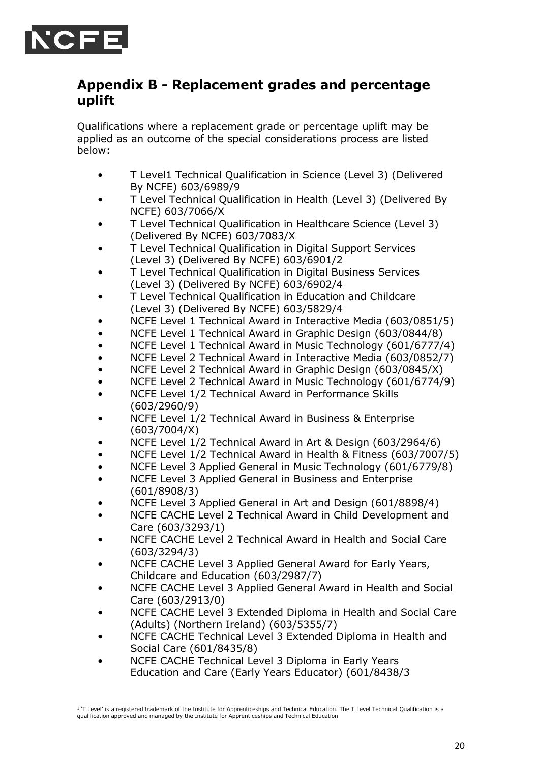## Appendix B - Replacement grades and percentage uplift

Qualifications where a replacement grade or percentage uplift may be applied as an outcome of the special considerations process are listed below:

- T Level[1] Technical Qualification in Science (Level 3) (Delivered By NCFE) 603/6989/9
- T Level Technical Qualification in Health (Level 3) (Delivered By NCFE) 603/7066/X
- T Level Technical Qualification in Healthcare Science (Level 3) (Delivered By NCFE) 603/7083/X
- T Level Technical Qualification in Digital Support Services (Level 3) (Delivered By NCFE) 603/6901/2
- T Level Technical Qualification in Digital Business Services (Level 3) (Delivered By NCFE) 603/6902/4
- T Level Technical Qualification in Education and Childcare (Level 3) (Delivered By NCFE) 603/5829/4
- NCFE Level 1 Technical Award in Interactive Media (603/0851/5)
- NCFE Level 1 Technical Award in Graphic Design (603/0844/8)
- NCFE Level 1 Technical Award in Music Technology (601/6777/4)
- NCFE Level 2 Technical Award in Interactive Media (603/0852/7)
- NCFE Level 2 Technical Award in Graphic Design (603/0845/X)
- NCFE Level 2 Technical Award in Music Technology (601/6774/9)
- NCFE Level 1/2 Technical Award in Performance Skills (603/2960/9)
- NCFE Level 1/2 Technical Award in Business & Enterprise (603/7004/X)
- NCFE Level 1/2 Technical Award in Art & Design (603/2964/6)
- NCFE Level 1/2 Technical Award in Health & Fitness (603/7007/5)
- NCFE Level 3 Applied General in Music Technology (601/6779/8)
- NCFE Level 3 Applied General in Business and Enterprise (601/8908/3)
- NCFE Level 3 Applied General in Art and Design (601/8898/4)
- NCFE CACHE Level 2 Technical Award in Child Development and Care (603/3293/1)
- NCFE CACHE Level 2 Technical Award in Health and Social Care (603/3294/3)
- NCFE CACHE Level 3 Applied General Award for Early Years, Childcare and Education (603/2987/7)
- NCFE CACHE Level 3 Applied General Award in Health and Social Care (603/2913/0)
- NCFE CACHE Level 3 Extended Diploma in Health and Social Care (Adults) (Northern Ireland) (603/5355/7)
- NCFE CACHE Technical Level 3 Extended Diploma in Health and Social Care (601/8435/8)
- NCFE CACHE Technical Level 3 Diploma in Early Years Education and Care (Early Years Educator) (601/8438/3

[1] 'T Level' is a registered trademark of the Institute for Apprenticeships and Technical Education. The T Level Technical Qualification is a qualification approved and managed by the Institute for Apprenticeships and Technical Education